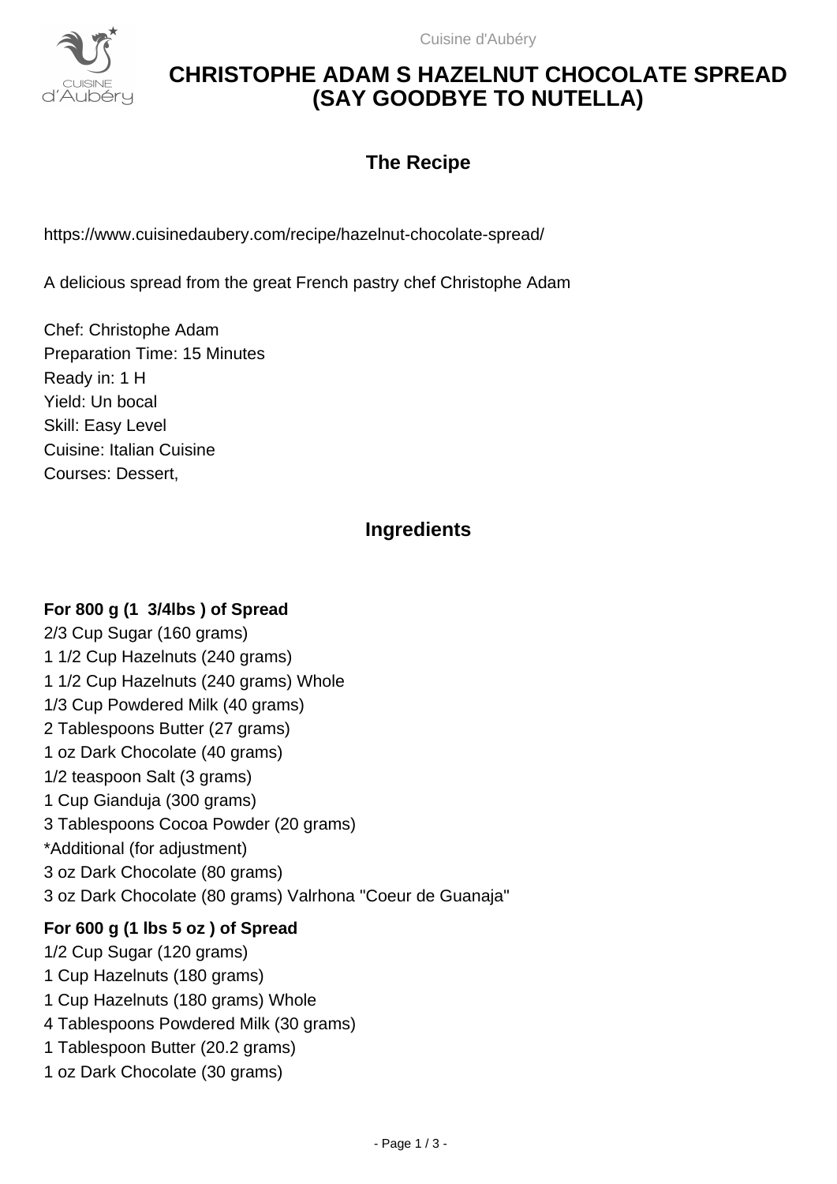# CHRISTOPHE ADAM S HAZELNUT CHOCOLATE SPREAD (SAY GOODBYE TO NUTELLA)

## The Recipe

https://www.cuisinedaubery.com/recipe/hazelnut-chocolate-spread/

A delicious spread from the great French pastry chef Christophe Adam

Chef: Christophe Adam
Preparation Time: 15 Minutes
Ready in: 1 H
Yield: Un bocal
Skill: Easy Level
Cuisine: Italian Cuisine
Courses: Dessert,

## Ingredients

**For 800 g (1 3/4lbs ) of Spread**

2/3 Cup Sugar (160 grams)
1 1/2 Cup Hazelnuts (240 grams)
1 1/2 Cup Hazelnuts (240 grams) Whole
1/3 Cup Powdered Milk (40 grams)
2 Tablespoons Butter (27 grams)
1 oz Dark Chocolate (40 grams)
1/2 teaspoon Salt (3 grams)
1 Cup Gianduja (300 grams)
3 Tablespoons Cocoa Powder (20 grams)
*Additional (for adjustment)
3 oz Dark Chocolate (80 grams)
3 oz Dark Chocolate (80 grams) Valrhona "Coeur de Guanaja"

**For 600 g (1 lbs 5 oz ) of Spread**

1/2 Cup Sugar (120 grams)
1 Cup Hazelnuts (180 grams)
1 Cup Hazelnuts (180 grams) Whole
4 Tablespoons Powdered Milk (30 grams)
1 Tablespoon Butter (20.2 grams)
1 oz Dark Chocolate (30 grams)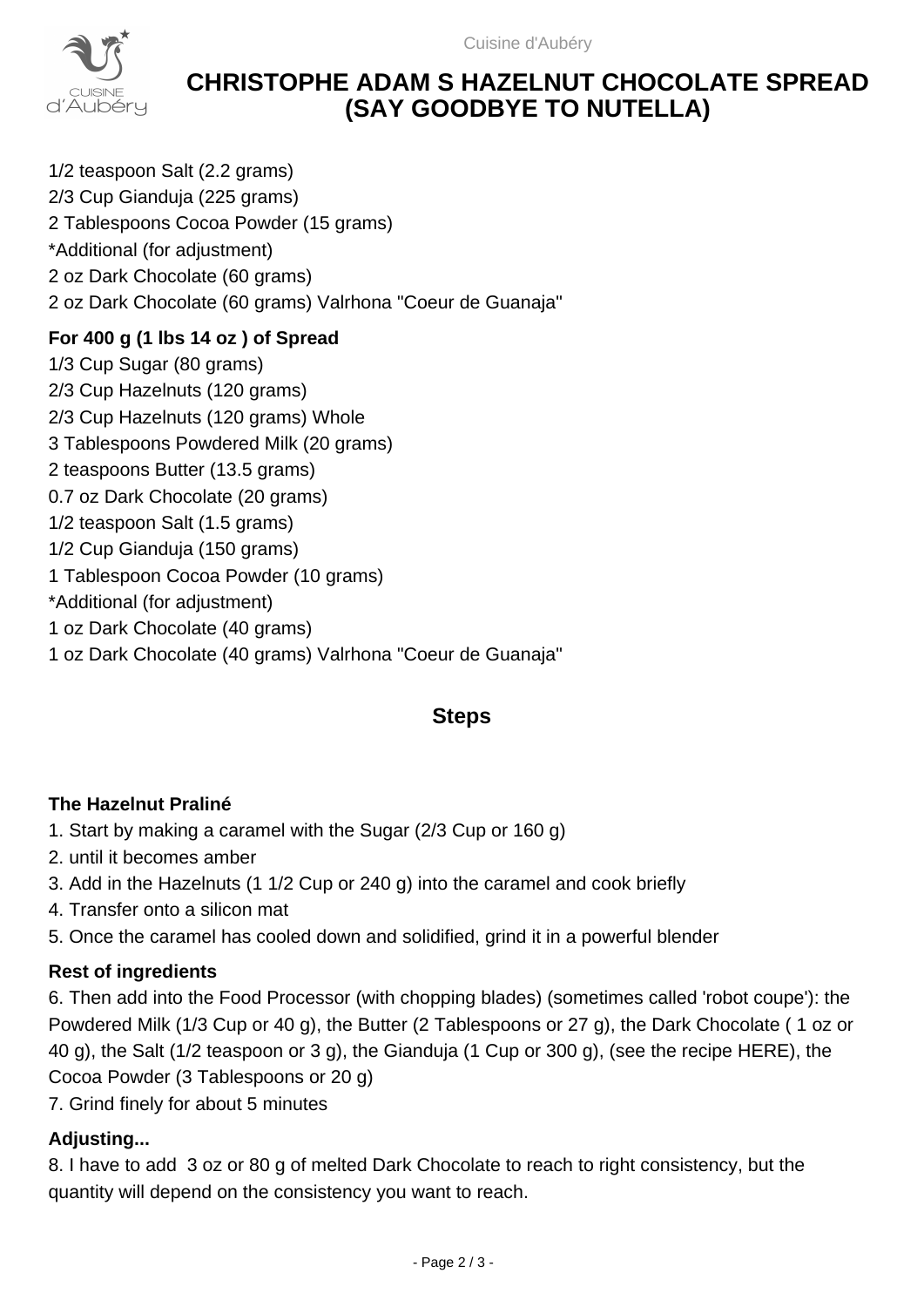# CHRISTOPHE ADAM S HAZELNUT CHOCOLATE SPREAD (SAY GOODBYE TO NUTELLA)

1/2 teaspoon Salt (2.2 grams)
2/3 Cup Gianduja (225 grams)
2 Tablespoons Cocoa Powder (15 grams)
*Additional (for adjustment)
2 oz Dark Chocolate (60 grams)
2 oz Dark Chocolate (60 grams) Valrhona "Coeur de Guanaja"

**For 400 g (1 lbs 14 oz ) of Spread**

1/3 Cup Sugar (80 grams)
2/3 Cup Hazelnuts (120 grams)
2/3 Cup Hazelnuts (120 grams) Whole
3 Tablespoons Powdered Milk (20 grams)
2 teaspoons Butter (13.5 grams)
0.7 oz Dark Chocolate (20 grams)
1/2 teaspoon Salt (1.5 grams)
1/2 Cup Gianduja (150 grams)
1 Tablespoon Cocoa Powder (10 grams)
*Additional (for adjustment)
1 oz Dark Chocolate (40 grams)
1 oz Dark Chocolate (40 grams) Valrhona "Coeur de Guanaja"

## Steps

**The Hazelnut Praliné**

1. Start by making a caramel with the Sugar (2/3 Cup or 160 g)
2. until it becomes amber
3. Add in the Hazelnuts (1 1/2 Cup or 240 g) into the caramel and cook briefly
4. Transfer onto a silicon mat
5. Once the caramel has cooled down and solidified, grind it in a powerful blender

**Rest of ingredients**

6. Then add into the Food Processor (with chopping blades) (sometimes called 'robot coupe'): the Powdered Milk (1/3 Cup or 40 g), the Butter (2 Tablespoons or 27 g), the Dark Chocolate ( 1 oz or 40 g), the Salt (1/2 teaspoon or 3 g), the Gianduja (1 Cup or 300 g), (see the recipe HERE), the Cocoa Powder (3 Tablespoons or 20 g)
7. Grind finely for about 5 minutes

**Adjusting...**

8. I have to add 3 oz or 80 g of melted Dark Chocolate to reach to right consistency, but the quantity will depend on the consistency you want to reach.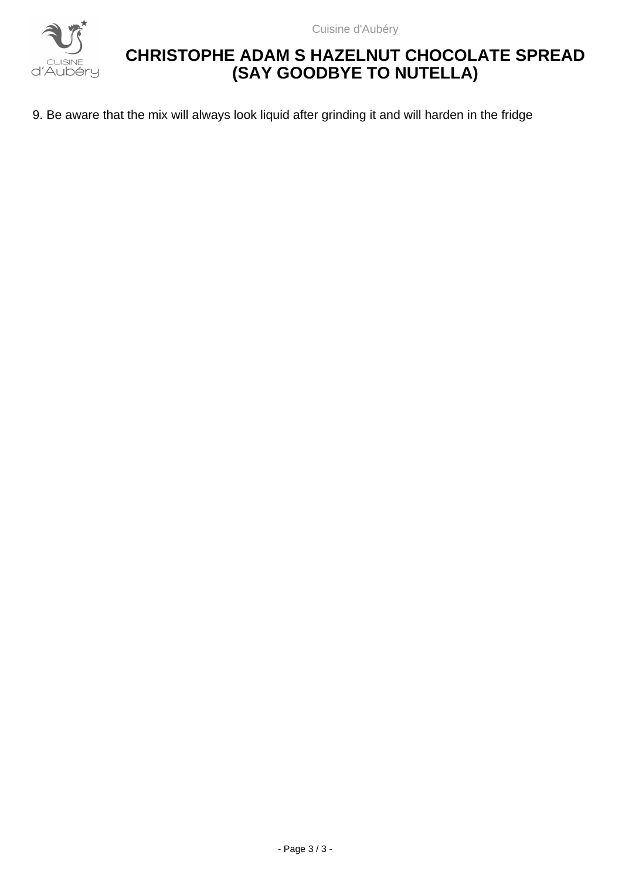9. Be aware that the mix will always look liquid after grinding it and will harden in the fridge